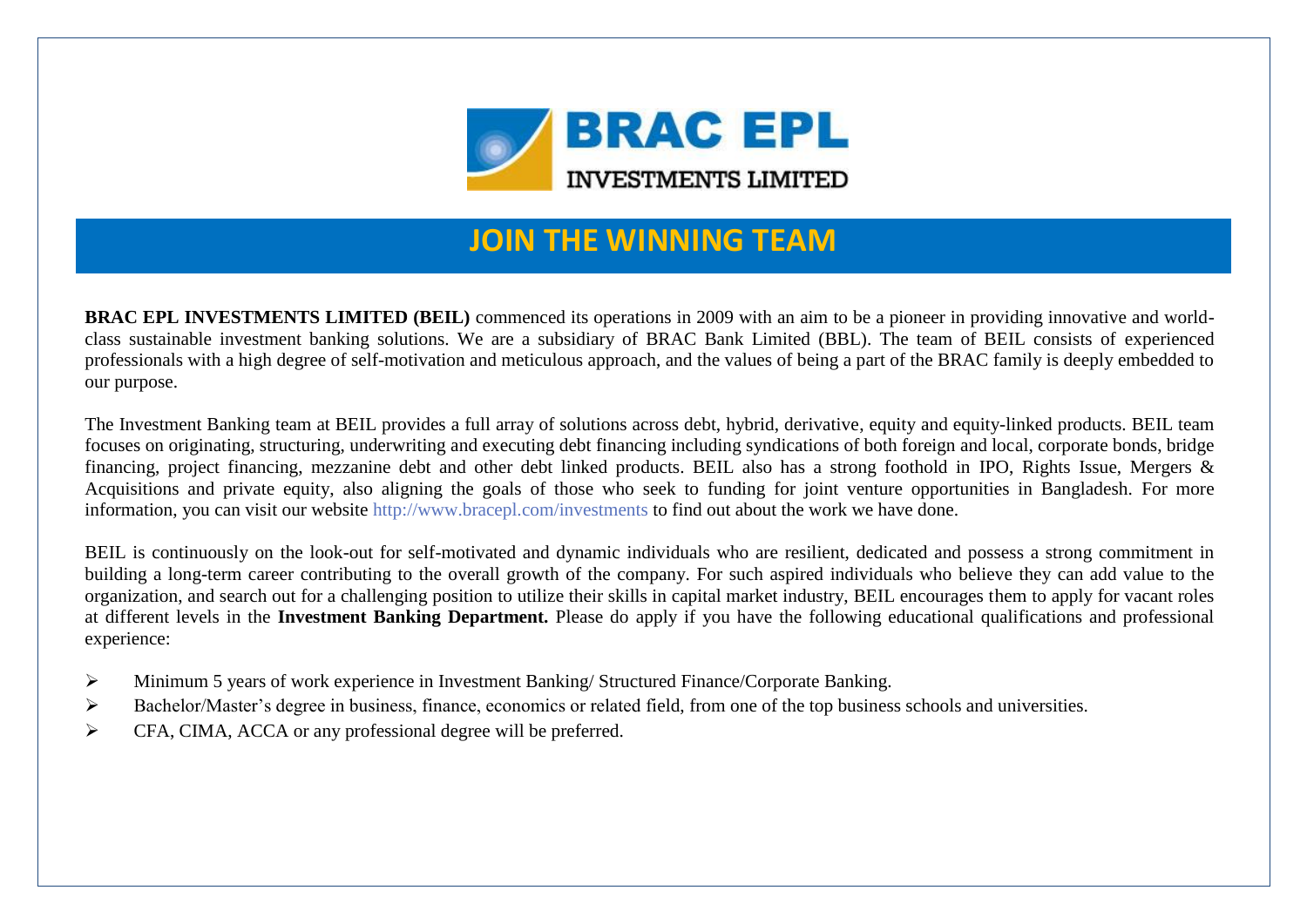**BRAC EPL**

INVESTMENTS LIMITED

# JOIN THE WINNING TEAM

**BRAC EPL INVESTMENTS LIMITED (BEIL)** commenced its operations in 2009 with an aim to be a pioneer in providing innovative and world-class sustainable investment banking solutions. We are a subsidiary of BRAC Bank Limited (BBL). The team of BEIL consists of experienced professionals with a high degree of self-motivation and meticulous approach, and the values of being a part of the BRAC family is deeply embedded to our purpose.

The Investment Banking team at BEIL provides a full array of solutions across debt, hybrid, derivative, equity and equity-linked products. BEIL team focuses on originating, structuring, underwriting and executing debt financing including syndications of both foreign and local, corporate bonds, bridge financing, project financing, mezzanine debt and other debt linked products. BEIL also has a strong foothold in IPO, Rights Issue, Mergers & Acquisitions and private equity, also aligning the goals of those who seek to funding for joint venture opportunities in Bangladesh. For more information, you can visit our website http://www.bracepl.com/investments to find out about the work we have done.

BEIL is continuously on the look-out for self-motivated and dynamic individuals who are resilient, dedicated and possess a strong commitment in building a long-term career contributing to the overall growth of the company. For such aspired individuals who believe they can add value to the organization, and search out for a challenging position to utilize their skills in capital market industry, BEIL encourages them to apply for vacant roles at different levels in the **Investment Banking Department.** Please do apply if you have the following educational qualifications and professional experience:

- Minimum 5 years of work experience in Investment Banking/ Structured Finance/Corporate Banking.
- Bachelor/Master's degree in business, finance, economics or related field, from one of the top business schools and universities.
- CFA, CIMA, ACCA or any professional degree will be preferred.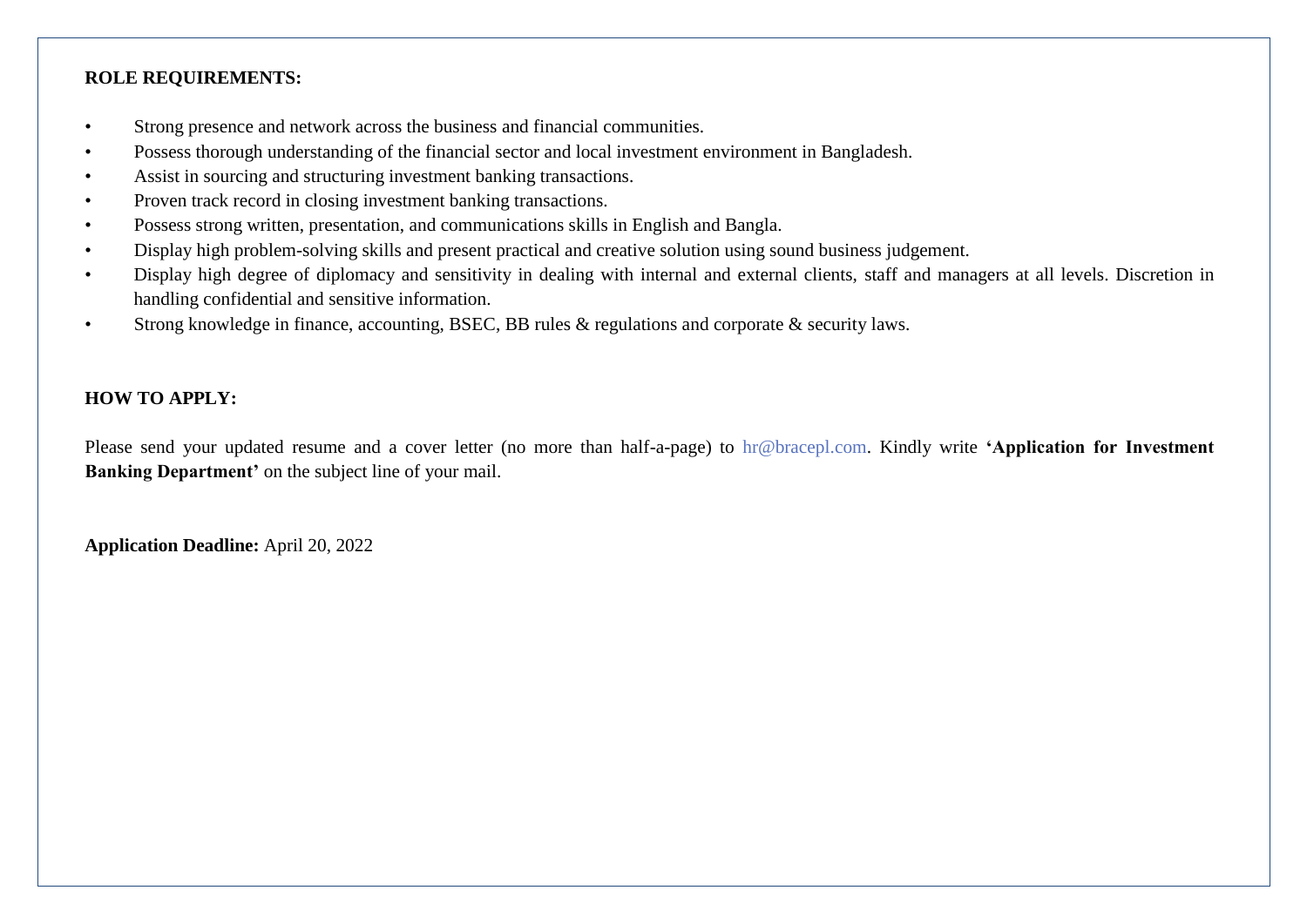**ROLE REQUIREMENTS:**

- Strong presence and network across the business and financial communities.
- Possess thorough understanding of the financial sector and local investment environment in Bangladesh.
- Assist in sourcing and structuring investment banking transactions.
- Proven track record in closing investment banking transactions.
- Possess strong written, presentation, and communications skills in English and Bangla.
- Display high problem-solving skills and present practical and creative solution using sound business judgement.
- Display high degree of diplomacy and sensitivity in dealing with internal and external clients, staff and managers at all levels. Discretion in handling confidential and sensitive information.
- Strong knowledge in finance, accounting, BSEC, BB rules & regulations and corporate & security laws.

**HOW TO APPLY:**

Please send your updated resume and a cover letter (no more than half-a-page) to hr@bracepl.com. Kindly write **'Application for Investment Banking Department'** on the subject line of your mail.

**Application Deadline:** April 20, 2022